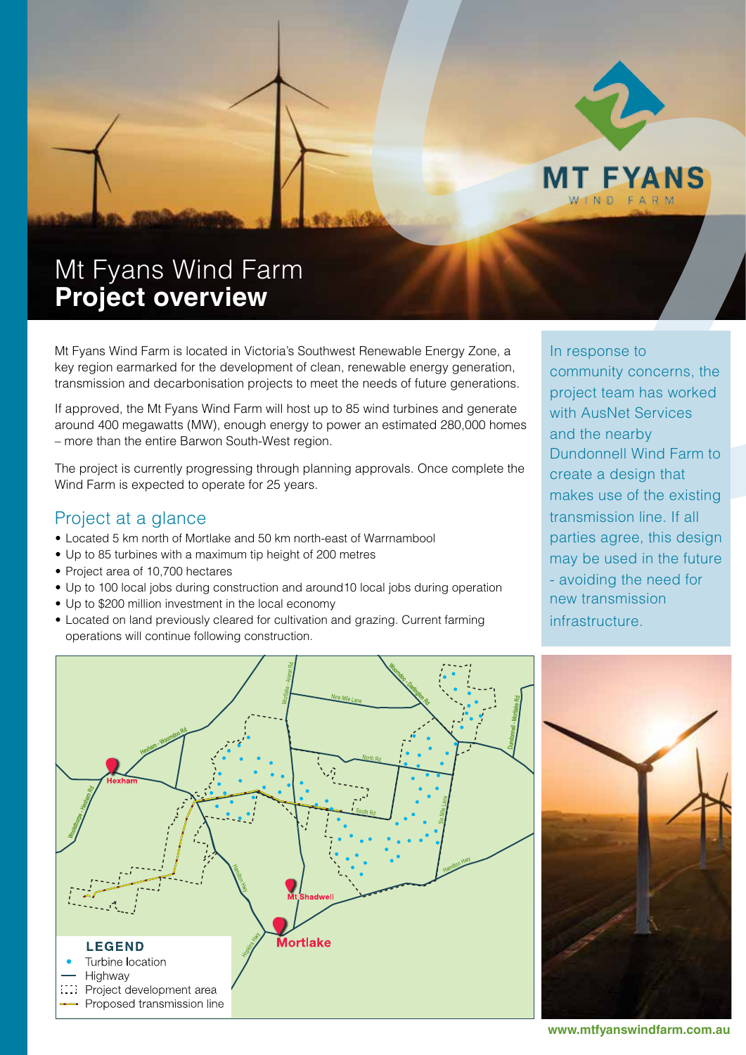# Mt Fyans Wind Farm
## Project overview

Mt Fyans Wind Farm is located in Victoria's Southwest Renewable Energy Zone, a key region earmarked for the development of clean, renewable energy generation, transmission and decarbonisation projects to meet the needs of future generations.

If approved, the Mt Fyans Wind Farm will host up to 85 wind turbines and generate around 400 megawatts (MW), enough energy to power an estimated 280,000 homes – more than the entire Barwon South-West region.

The project is currently progressing through planning approvals. Once complete the Wind Farm is expected to operate for 25 years.

## Project at a glance

- Located 5 km north of Mortlake and 50 km north-east of Warrnambool
- Up to 85 turbines with a maximum tip height of 200 metres
- Project area of 10,700 hectares
- Up to 100 local jobs during construction and around10 local jobs during operation
- Up to $200 million investment in the local economy
- Located on land previously cleared for cultivation and grazing. Current farming operations will continue following construction.

In response to community concerns, the project team has worked with AusNet Services and the nearby Dundonnell Wind Farm to create a design that makes use of the existing transmission line. If all parties agree, this design may be used in the future - avoiding the need for new transmission infrastructure.

**LEGEND**

- Turbine location
- Highway
- Project development area
- Proposed transmission line

www.mtfyanswindfarm.com.au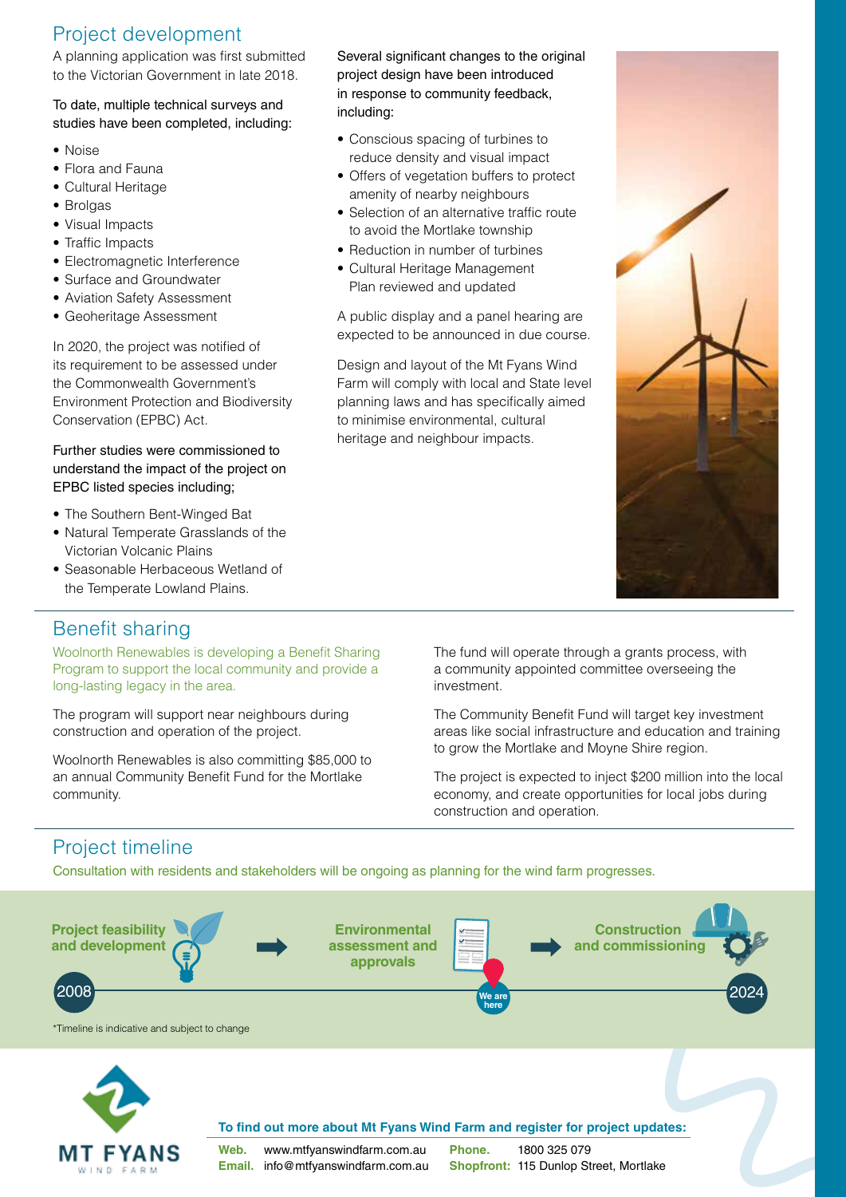## Project development

A planning application was first submitted to the Victorian Government in late 2018.

To date, multiple technical surveys and studies have been completed, including:

- Noise
- Flora and Fauna
- Cultural Heritage
- Brolgas
- Visual Impacts
- Traffic Impacts
- Electromagnetic Interference
- Surface and Groundwater
- Aviation Safety Assessment
- Geoheritage Assessment

In 2020, the project was notified of its requirement to be assessed under the Commonwealth Government's Environment Protection and Biodiversity Conservation (EPBC) Act.

Further studies were commissioned to understand the impact of the project on EPBC listed species including;

- The Southern Bent-Winged Bat
- Natural Temperate Grasslands of the Victorian Volcanic Plains
- Seasonable Herbaceous Wetland of the Temperate Lowland Plains.

Several significant changes to the original project design have been introduced in response to community feedback, including:

- Conscious spacing of turbines to reduce density and visual impact
- Offers of vegetation buffers to protect amenity of nearby neighbours
- Selection of an alternative traffic route to avoid the Mortlake township
- Reduction in number of turbines
- Cultural Heritage Management Plan reviewed and updated

A public display and a panel hearing are expected to be announced in due course.

Design and layout of the Mt Fyans Wind Farm will comply with local and State level planning laws and has specifically aimed to minimise environmental, cultural heritage and neighbour impacts.

## Benefit sharing

Woolnorth Renewables is developing a Benefit Sharing Program to support the local community and provide a long-lasting legacy in the area.

The program will support near neighbours during construction and operation of the project.

Woolnorth Renewables is also committing $85,000 to an annual Community Benefit Fund for the Mortlake community.

The fund will operate through a grants process, with a community appointed committee overseeing the investment.

The Community Benefit Fund will target key investment areas like social infrastructure and education and training to grow the Mortlake and Moyne Shire region.

The project is expected to inject $200 million into the local economy, and create opportunities for local jobs during construction and operation.

## Project timeline

Consultation with residents and stakeholders will be ongoing as planning for the wind farm progresses.

**Project feasibility and development** → **Environmental assessment and approvals** → **Construction and commissioning**

2008

We are here

2024

*Timeline is indicative and subject to change

MT FYANS
WIND FARM

**To find out more about Mt Fyans Wind Farm and register for project updates:**

**Web.** www.mtfyanswindfarm.com.au
**Email.** info@mtfyanswindfarm.com.au
**Phone.** 1800 325 079
**Shopfront:** 115 Dunlop Street, Mortlake